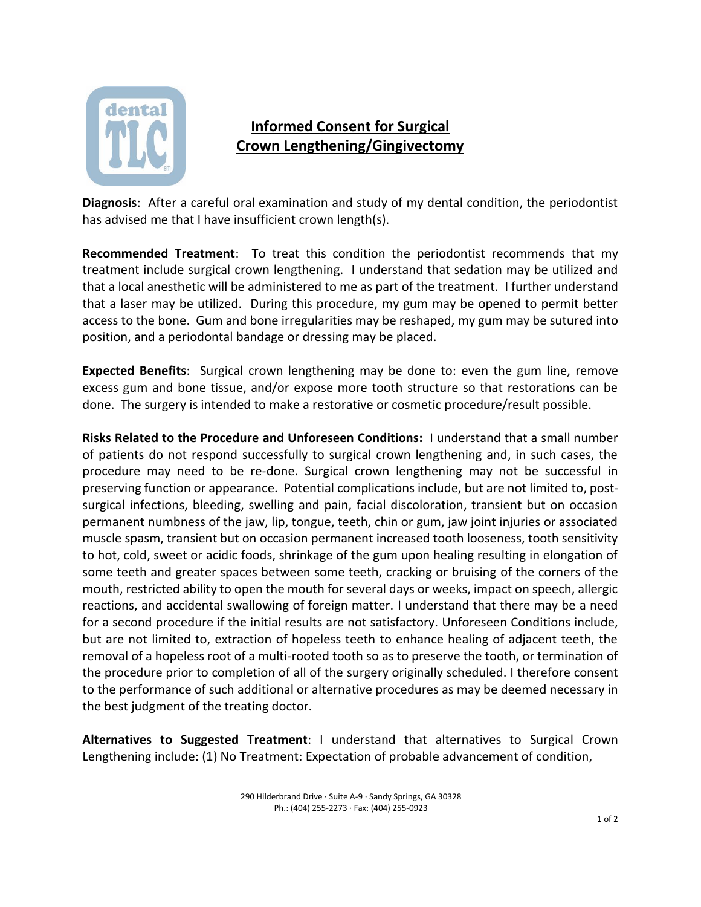# Informed Consent for Surgical Crown Lengthening/Gingivectomy

**Diagnosis**: After a careful oral examination and study of my dental condition, the periodontist has advised me that I have insufficient crown length(s).

**Recommended Treatment**: To treat this condition the periodontist recommends that my treatment include surgical crown lengthening. I understand that sedation may be utilized and that a local anesthetic will be administered to me as part of the treatment. I further understand that a laser may be utilized. During this procedure, my gum may be opened to permit better access to the bone. Gum and bone irregularities may be reshaped, my gum may be sutured into position, and a periodontal bandage or dressing may be placed.

**Expected Benefits**: Surgical crown lengthening may be done to: even the gum line, remove excess gum and bone tissue, and/or expose more tooth structure so that restorations can be done. The surgery is intended to make a restorative or cosmetic procedure/result possible.

**Risks Related to the Procedure and Unforeseen Conditions:** I understand that a small number of patients do not respond successfully to surgical crown lengthening and, in such cases, the procedure may need to be re-done. Surgical crown lengthening may not be successful in preserving function or appearance. Potential complications include, but are not limited to, post-surgical infections, bleeding, swelling and pain, facial discoloration, transient but on occasion permanent numbness of the jaw, lip, tongue, teeth, chin or gum, jaw joint injuries or associated muscle spasm, transient but on occasion permanent increased tooth looseness, tooth sensitivity to hot, cold, sweet or acidic foods, shrinkage of the gum upon healing resulting in elongation of some teeth and greater spaces between some teeth, cracking or bruising of the corners of the mouth, restricted ability to open the mouth for several days or weeks, impact on speech, allergic reactions, and accidental swallowing of foreign matter. I understand that there may be a need for a second procedure if the initial results are not satisfactory. Unforeseen Conditions include, but are not limited to, extraction of hopeless teeth to enhance healing of adjacent teeth, the removal of a hopeless root of a multi-rooted tooth so as to preserve the tooth, or termination of the procedure prior to completion of all of the surgery originally scheduled. I therefore consent to the performance of such additional or alternative procedures as may be deemed necessary in the best judgment of the treating doctor.

**Alternatives to Suggested Treatment**: I understand that alternatives to Surgical Crown Lengthening include: (1) No Treatment: Expectation of probable advancement of condition,

290 Hilderbrand Drive · Suite A-9 · Sandy Springs, GA 30328
Ph.: (404) 255-2273 · Fax: (404) 255-0923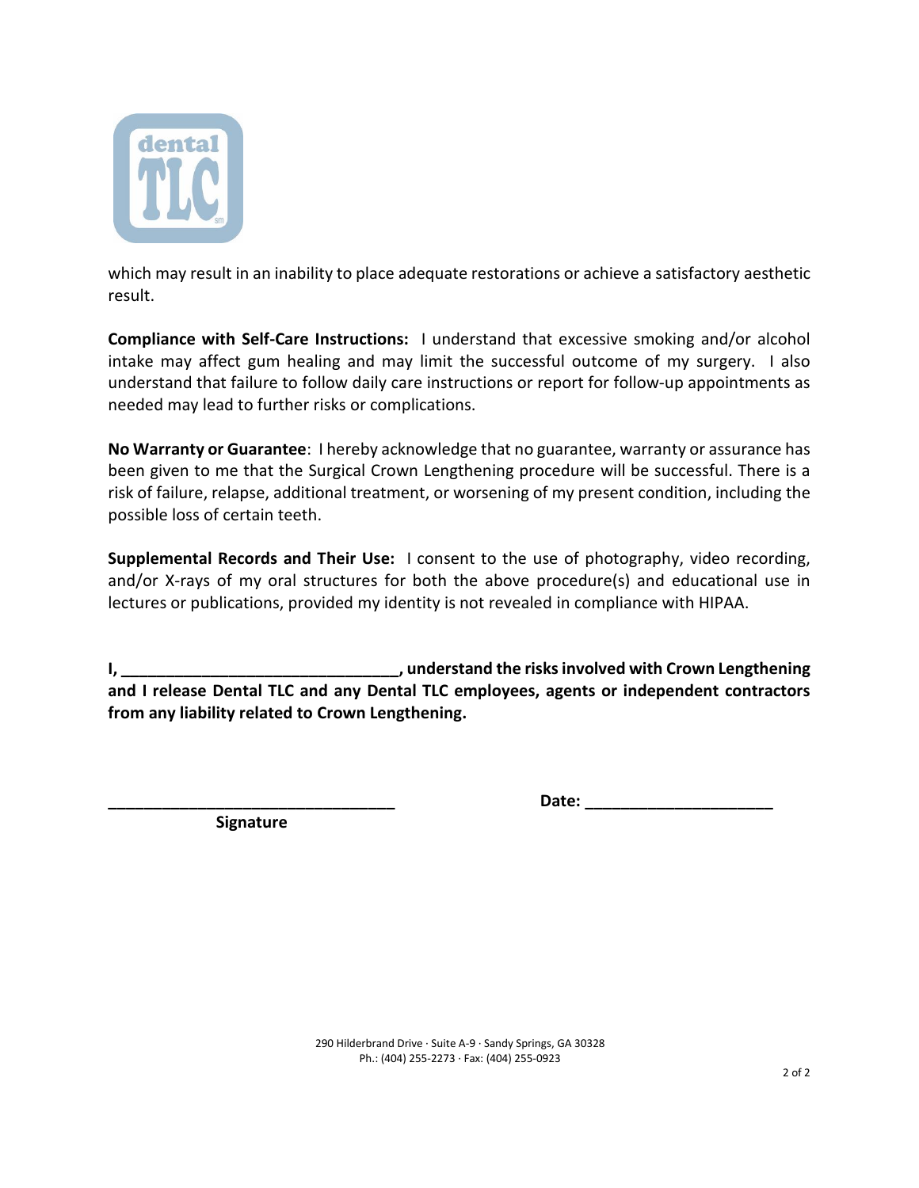which may result in an inability to place adequate restorations or achieve a satisfactory aesthetic result.

**Compliance with Self-Care Instructions:** I understand that excessive smoking and/or alcohol intake may affect gum healing and may limit the successful outcome of my surgery. I also understand that failure to follow daily care instructions or report for follow-up appointments as needed may lead to further risks or complications.

**No Warranty or Guarantee**: I hereby acknowledge that no guarantee, warranty or assurance has been given to me that the Surgical Crown Lengthening procedure will be successful. There is a risk of failure, relapse, additional treatment, or worsening of my present condition, including the possible loss of certain teeth.

**Supplemental Records and Their Use:** I consent to the use of photography, video recording, and/or X-rays of my oral structures for both the above procedure(s) and educational use in lectures or publications, provided my identity is not revealed in compliance with HIPAA.

**I, _______________________________, understand the risks involved with Crown Lengthening and I release Dental TLC and any Dental TLC employees, agents or independent contractors from any liability related to Crown Lengthening.**

**________________________________** **Date: _____________________**

**Signature**

290 Hilderbrand Drive · Suite A-9 · Sandy Springs, GA 30328
Ph.: (404) 255-2273 · Fax: (404) 255-0923